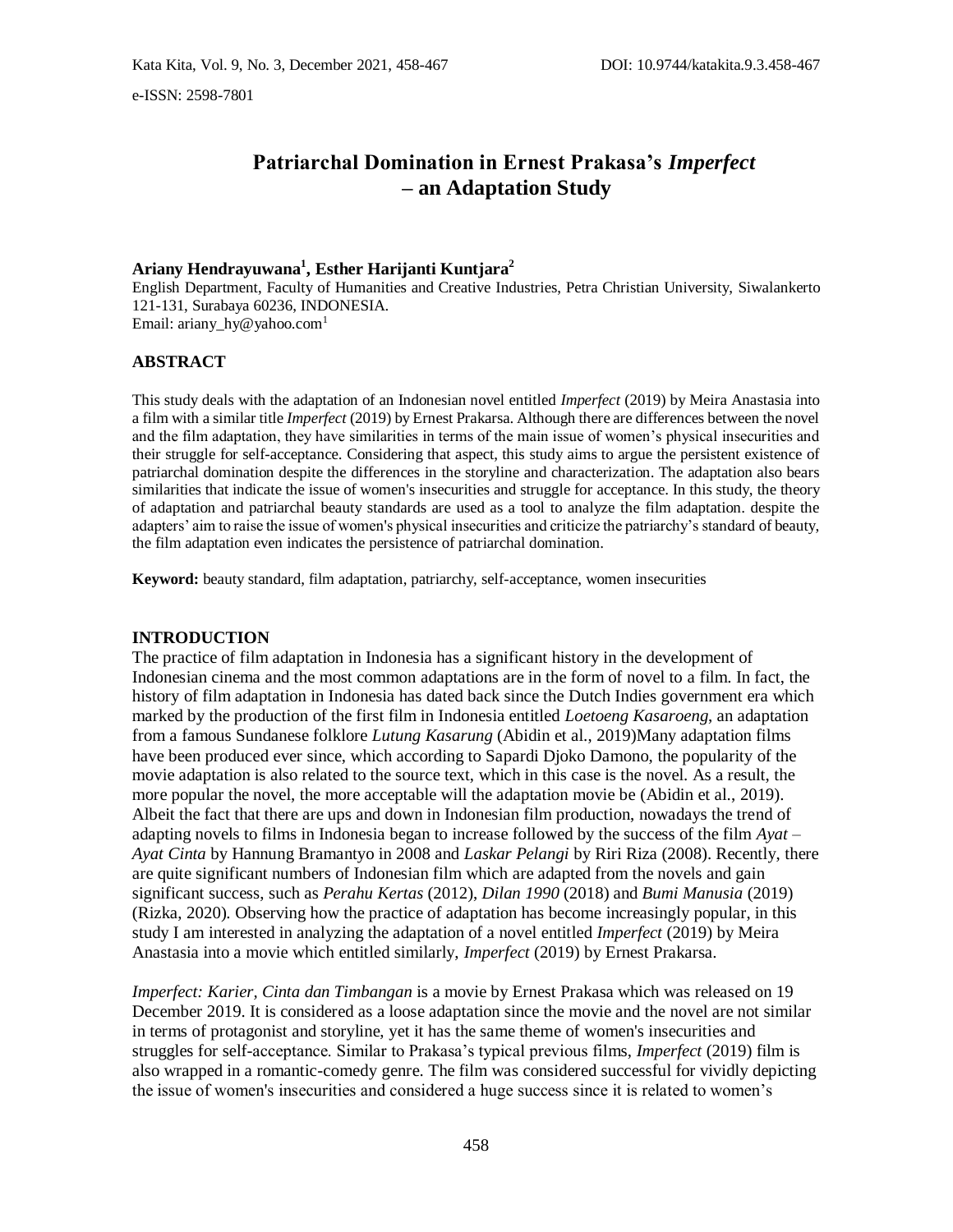Kata Kita, Vol. 9, No. 3, December 2021, 458-467 DOI: 10.9744/katakita.9.3.458-467

e-ISSN: 2598-7801

# Patriarchal Domination in Ernest Prakasa's *Imperfect* – an Adaptation Study

**Ariany Hendrayuwana[1], Esther Harijanti Kuntjara[2]**

English Department, Faculty of Humanities and Creative Industries, Petra Christian University, Siwalankerto 121-131, Surabaya 60236, INDONESIA.
Email: ariany_hy@yahoo.com[1]

## ABSTRACT

This study deals with the adaptation of an Indonesian novel entitled *Imperfect* (2019) by Meira Anastasia into a film with a similar title *Imperfect* (2019) by Ernest Prakarsa. Although there are differences between the novel and the film adaptation, they have similarities in terms of the main issue of women's physical insecurities and their struggle for self-acceptance. Considering that aspect, this study aims to argue the persistent existence of patriarchal domination despite the differences in the storyline and characterization. The adaptation also bears similarities that indicate the issue of women's insecurities and struggle for acceptance. In this study, the theory of adaptation and patriarchal beauty standards are used as a tool to analyze the film adaptation. despite the adapters' aim to raise the issue of women's physical insecurities and criticize the patriarchy's standard of beauty, the film adaptation even indicates the persistence of patriarchal domination.

**Keyword:** beauty standard, film adaptation, patriarchy, self-acceptance, women insecurities

## INTRODUCTION

The practice of film adaptation in Indonesia has a significant history in the development of Indonesian cinema and the most common adaptations are in the form of novel to a film. In fact, the history of film adaptation in Indonesia has dated back since the Dutch Indies government era which marked by the production of the first film in Indonesia entitled *Loetoeng Kasaroeng*, an adaptation from a famous Sundanese folklore *Lutung Kasarung* (Abidin et al., 2019)Many adaptation films have been produced ever since, which according to Sapardi Djoko Damono, the popularity of the movie adaptation is also related to the source text, which in this case is the novel. As a result, the more popular the novel, the more acceptable will the adaptation movie be (Abidin et al., 2019). Albeit the fact that there are ups and down in Indonesian film production, nowadays the trend of adapting novels to films in Indonesia began to increase followed by the success of the film *Ayat – Ayat Cinta* by Hannung Bramantyo in 2008 and *Laskar Pelangi* by Riri Riza (2008). Recently, there are quite significant numbers of Indonesian film which are adapted from the novels and gain significant success, such as *Perahu Kertas* (2012), *Dilan 1990* (2018) and *Bumi Manusia* (2019) (Rizka, 2020). Observing how the practice of adaptation has become increasingly popular, in this study I am interested in analyzing the adaptation of a novel entitled *Imperfect* (2019) by Meira Anastasia into a movie which entitled similarly, *Imperfect* (2019) by Ernest Prakarsa.

*Imperfect: Karier, Cinta dan Timbangan* is a movie by Ernest Prakasa which was released on 19 December 2019. It is considered as a loose adaptation since the movie and the novel are not similar in terms of protagonist and storyline, yet it has the same theme of women's insecurities and struggles for self-acceptance. Similar to Prakasa's typical previous films, *Imperfect* (2019) film is also wrapped in a romantic-comedy genre. The film was considered successful for vividly depicting the issue of women's insecurities and considered a huge success since it is related to women's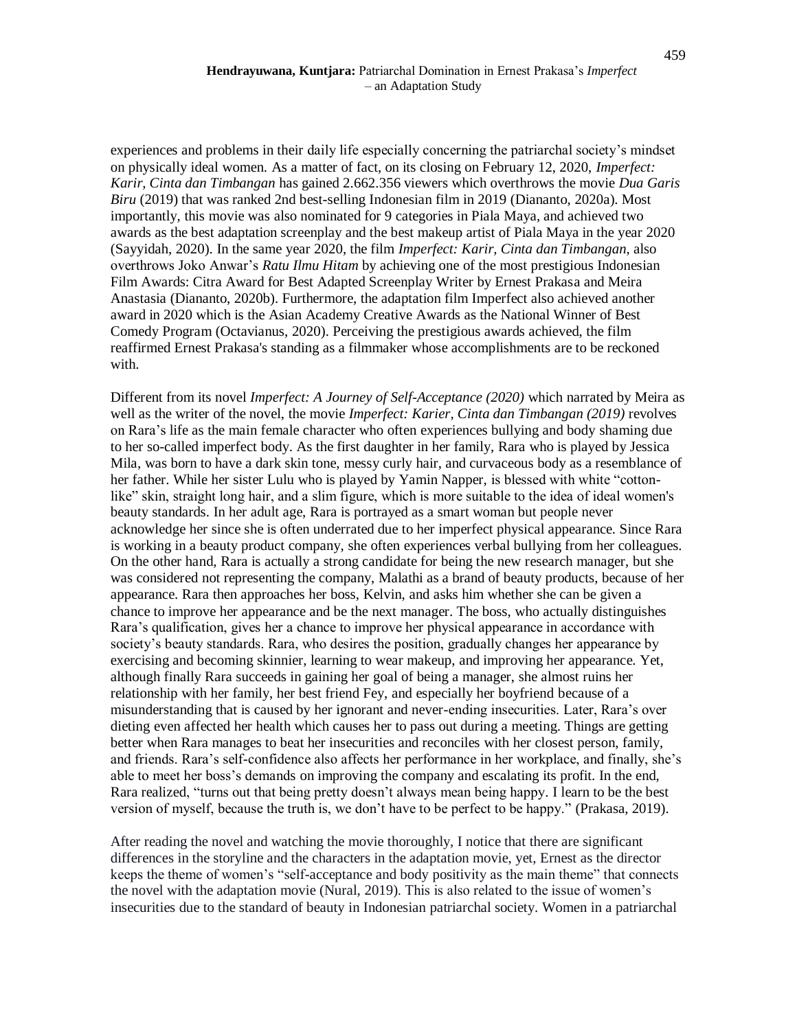experiences and problems in their daily life especially concerning the patriarchal society's mindset on physically ideal women. As a matter of fact, on its closing on February 12, 2020, *Imperfect: Karir, Cinta dan Timbangan* has gained 2.662.356 viewers which overthrows the movie *Dua Garis Biru* (2019) that was ranked 2nd best-selling Indonesian film in 2019 (Diananto, 2020a). Most importantly, this movie was also nominated for 9 categories in Piala Maya, and achieved two awards as the best adaptation screenplay and the best makeup artist of Piala Maya in the year 2020 (Sayyidah, 2020). In the same year 2020, the film *Imperfect: Karir, Cinta dan Timbangan*, also overthrows Joko Anwar's *Ratu Ilmu Hitam* by achieving one of the most prestigious Indonesian Film Awards: Citra Award for Best Adapted Screenplay Writer by Ernest Prakasa and Meira Anastasia (Diananto, 2020b). Furthermore, the adaptation film Imperfect also achieved another award in 2020 which is the Asian Academy Creative Awards as the National Winner of Best Comedy Program (Octavianus, 2020). Perceiving the prestigious awards achieved, the film reaffirmed Ernest Prakasa's standing as a filmmaker whose accomplishments are to be reckoned with.

Different from its novel *Imperfect: A Journey of Self-Acceptance (2020)* which narrated by Meira as well as the writer of the novel, the movie *Imperfect: Karier, Cinta dan Timbangan (2019)* revolves on Rara's life as the main female character who often experiences bullying and body shaming due to her so-called imperfect body. As the first daughter in her family, Rara who is played by Jessica Mila, was born to have a dark skin tone, messy curly hair, and curvaceous body as a resemblance of her father. While her sister Lulu who is played by Yamin Napper, is blessed with white "cotton-like" skin, straight long hair, and a slim figure, which is more suitable to the idea of ideal women's beauty standards. In her adult age, Rara is portrayed as a smart woman but people never acknowledge her since she is often underrated due to her imperfect physical appearance. Since Rara is working in a beauty product company, she often experiences verbal bullying from her colleagues. On the other hand, Rara is actually a strong candidate for being the new research manager, but she was considered not representing the company, Malathi as a brand of beauty products, because of her appearance. Rara then approaches her boss, Kelvin, and asks him whether she can be given a chance to improve her appearance and be the next manager. The boss, who actually distinguishes Rara's qualification, gives her a chance to improve her physical appearance in accordance with society's beauty standards. Rara, who desires the position, gradually changes her appearance by exercising and becoming skinnier, learning to wear makeup, and improving her appearance. Yet, although finally Rara succeeds in gaining her goal of being a manager, she almost ruins her relationship with her family, her best friend Fey, and especially her boyfriend because of a misunderstanding that is caused by her ignorant and never-ending insecurities. Later, Rara's over dieting even affected her health which causes her to pass out during a meeting. Things are getting better when Rara manages to beat her insecurities and reconciles with her closest person, family, and friends. Rara's self-confidence also affects her performance in her workplace, and finally, she's able to meet her boss's demands on improving the company and escalating its profit. In the end, Rara realized, "turns out that being pretty doesn't always mean being happy. I learn to be the best version of myself, because the truth is, we don't have to be perfect to be happy." (Prakasa, 2019).

After reading the novel and watching the movie thoroughly, I notice that there are significant differences in the storyline and the characters in the adaptation movie, yet, Ernest as the director keeps the theme of women's "self-acceptance and body positivity as the main theme" that connects the novel with the adaptation movie (Nural, 2019). This is also related to the issue of women's insecurities due to the standard of beauty in Indonesian patriarchal society. Women in a patriarchal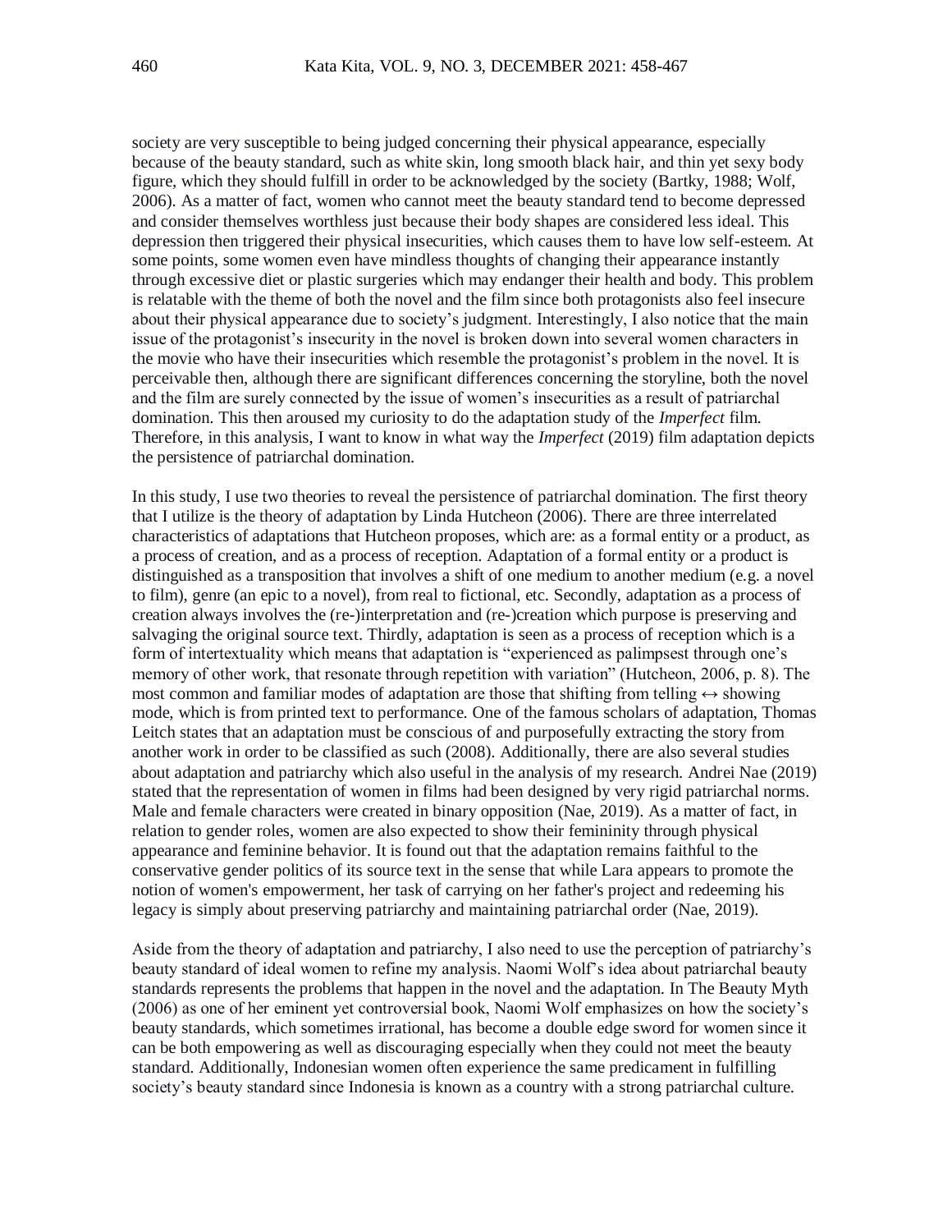society are very susceptible to being judged concerning their physical appearance, especially because of the beauty standard, such as white skin, long smooth black hair, and thin yet sexy body figure, which they should fulfill in order to be acknowledged by the society (Bartky, 1988; Wolf, 2006). As a matter of fact, women who cannot meet the beauty standard tend to become depressed and consider themselves worthless just because their body shapes are considered less ideal. This depression then triggered their physical insecurities, which causes them to have low self-esteem. At some points, some women even have mindless thoughts of changing their appearance instantly through excessive diet or plastic surgeries which may endanger their health and body. This problem is relatable with the theme of both the novel and the film since both protagonists also feel insecure about their physical appearance due to society's judgment. Interestingly, I also notice that the main issue of the protagonist's insecurity in the novel is broken down into several women characters in the movie who have their insecurities which resemble the protagonist's problem in the novel. It is perceivable then, although there are significant differences concerning the storyline, both the novel and the film are surely connected by the issue of women's insecurities as a result of patriarchal domination. This then aroused my curiosity to do the adaptation study of the *Imperfect* film. Therefore, in this analysis, I want to know in what way the *Imperfect* (2019) film adaptation depicts the persistence of patriarchal domination.

In this study, I use two theories to reveal the persistence of patriarchal domination. The first theory that I utilize is the theory of adaptation by Linda Hutcheon (2006). There are three interrelated characteristics of adaptations that Hutcheon proposes, which are: as a formal entity or a product, as a process of creation, and as a process of reception. Adaptation of a formal entity or a product is distinguished as a transposition that involves a shift of one medium to another medium (e.g. a novel to film), genre (an epic to a novel), from real to fictional, etc. Secondly, adaptation as a process of creation always involves the (re-)interpretation and (re-)creation which purpose is preserving and salvaging the original source text. Thirdly, adaptation is seen as a process of reception which is a form of intertextuality which means that adaptation is "experienced as palimpsest through one's memory of other work, that resonate through repetition with variation" (Hutcheon, 2006, p. 8). The most common and familiar modes of adaptation are those that shifting from telling ↔ showing mode, which is from printed text to performance. One of the famous scholars of adaptation, Thomas Leitch states that an adaptation must be conscious of and purposefully extracting the story from another work in order to be classified as such (2008). Additionally, there are also several studies about adaptation and patriarchy which also useful in the analysis of my research. Andrei Nae (2019) stated that the representation of women in films had been designed by very rigid patriarchal norms. Male and female characters were created in binary opposition (Nae, 2019). As a matter of fact, in relation to gender roles, women are also expected to show their femininity through physical appearance and feminine behavior. It is found out that the adaptation remains faithful to the conservative gender politics of its source text in the sense that while Lara appears to promote the notion of women's empowerment, her task of carrying on her father's project and redeeming his legacy is simply about preserving patriarchy and maintaining patriarchal order (Nae, 2019).

Aside from the theory of adaptation and patriarchy, I also need to use the perception of patriarchy's beauty standard of ideal women to refine my analysis. Naomi Wolf's idea about patriarchal beauty standards represents the problems that happen in the novel and the adaptation. In The Beauty Myth (2006) as one of her eminent yet controversial book, Naomi Wolf emphasizes on how the society's beauty standards, which sometimes irrational, has become a double edge sword for women since it can be both empowering as well as discouraging especially when they could not meet the beauty standard. Additionally, Indonesian women often experience the same predicament in fulfilling society's beauty standard since Indonesia is known as a country with a strong patriarchal culture.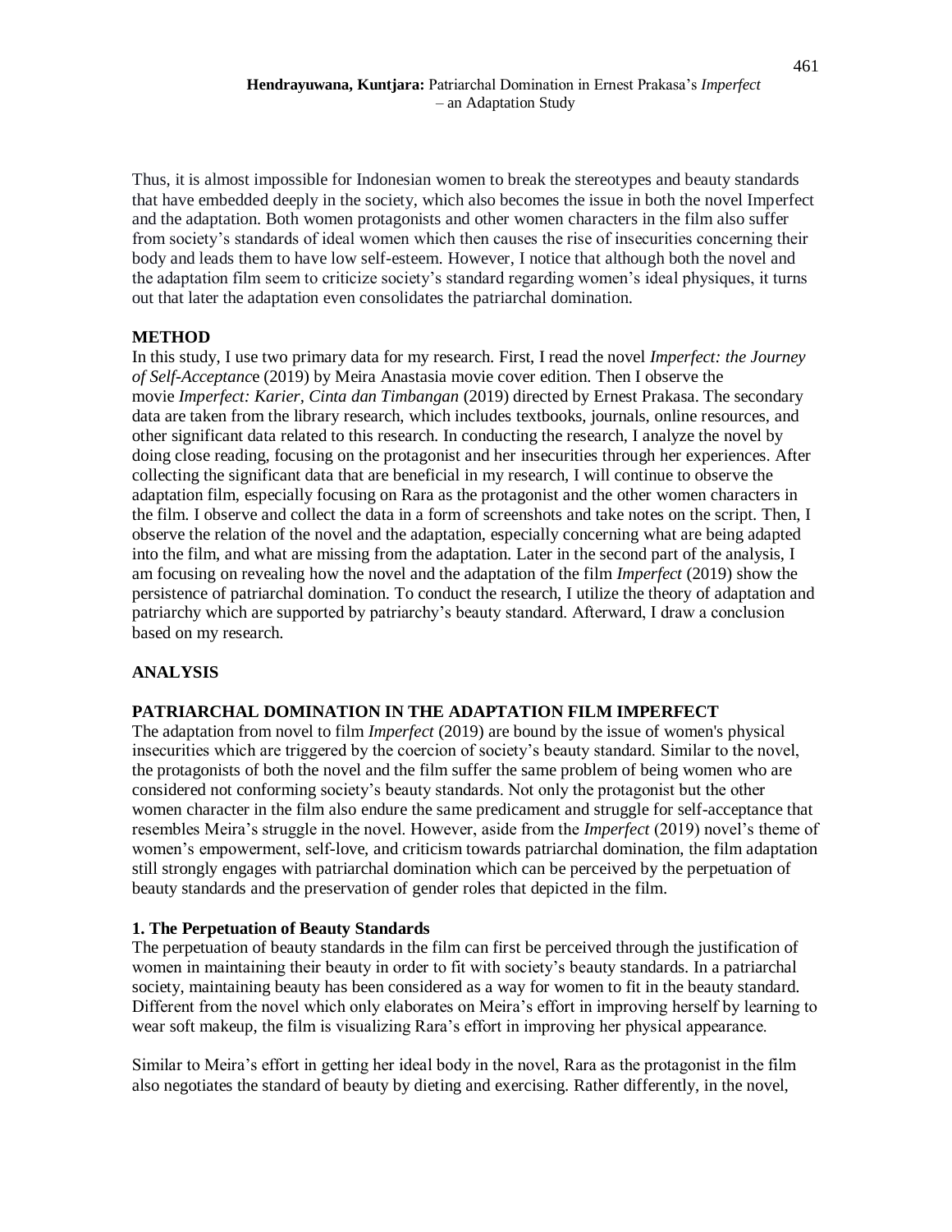Thus, it is almost impossible for Indonesian women to break the stereotypes and beauty standards that have embedded deeply in the society, which also becomes the issue in both the novel Imperfect and the adaptation. Both women protagonists and other women characters in the film also suffer from society's standards of ideal women which then causes the rise of insecurities concerning their body and leads them to have low self-esteem. However, I notice that although both the novel and the adaptation film seem to criticize society's standard regarding women's ideal physiques, it turns out that later the adaptation even consolidates the patriarchal domination.

## METHOD

In this study, I use two primary data for my research. First, I read the novel *Imperfect: the Journey of Self-Acceptanc*e (2019) by Meira Anastasia movie cover edition. Then I observe the movie *Imperfect: Karier, Cinta dan Timbangan* (2019) directed by Ernest Prakasa. The secondary data are taken from the library research, which includes textbooks, journals, online resources, and other significant data related to this research. In conducting the research, I analyze the novel by doing close reading, focusing on the protagonist and her insecurities through her experiences. After collecting the significant data that are beneficial in my research, I will continue to observe the adaptation film, especially focusing on Rara as the protagonist and the other women characters in the film. I observe and collect the data in a form of screenshots and take notes on the script. Then, I observe the relation of the novel and the adaptation, especially concerning what are being adapted into the film, and what are missing from the adaptation. Later in the second part of the analysis, I am focusing on revealing how the novel and the adaptation of the film *Imperfect* (2019) show the persistence of patriarchal domination. To conduct the research, I utilize the theory of adaptation and patriarchy which are supported by patriarchy's beauty standard. Afterward, I draw a conclusion based on my research.

## ANALYSIS

### PATRIARCHAL DOMINATION IN THE ADAPTATION FILM IMPERFECT

The adaptation from novel to film *Imperfect* (2019) are bound by the issue of women's physical insecurities which are triggered by the coercion of society's beauty standard. Similar to the novel, the protagonists of both the novel and the film suffer the same problem of being women who are considered not conforming society's beauty standards. Not only the protagonist but the other women character in the film also endure the same predicament and struggle for self-acceptance that resembles Meira's struggle in the novel. However, aside from the *Imperfect* (2019) novel's theme of women's empowerment, self-love, and criticism towards patriarchal domination, the film adaptation still strongly engages with patriarchal domination which can be perceived by the perpetuation of beauty standards and the preservation of gender roles that depicted in the film.

#### 1. The Perpetuation of Beauty Standards

The perpetuation of beauty standards in the film can first be perceived through the justification of women in maintaining their beauty in order to fit with society's beauty standards. In a patriarchal society, maintaining beauty has been considered as a way for women to fit in the beauty standard. Different from the novel which only elaborates on Meira's effort in improving herself by learning to wear soft makeup, the film is visualizing Rara's effort in improving her physical appearance.

Similar to Meira's effort in getting her ideal body in the novel, Rara as the protagonist in the film also negotiates the standard of beauty by dieting and exercising. Rather differently, in the novel,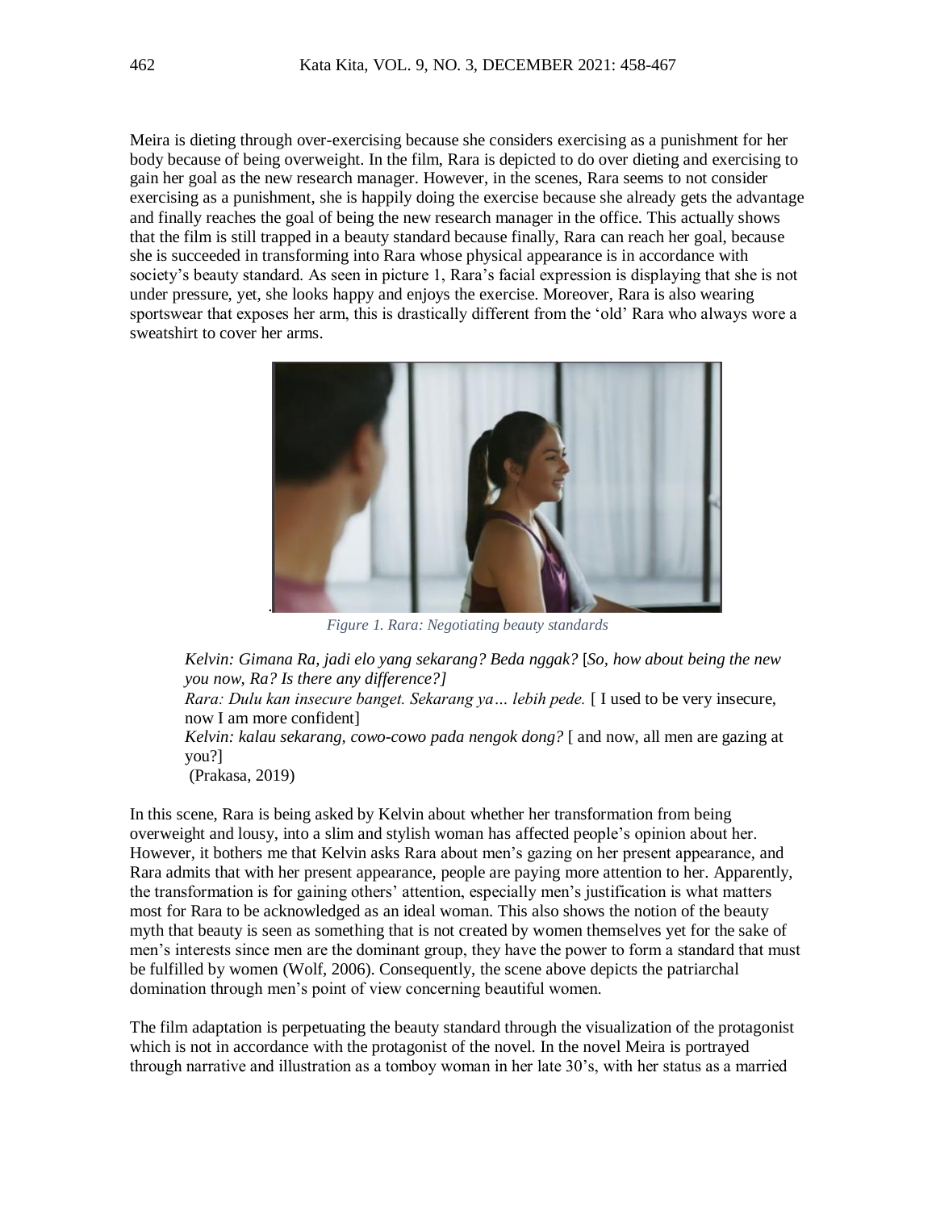Meira is dieting through over-exercising because she considers exercising as a punishment for her body because of being overweight. In the film, Rara is depicted to do over dieting and exercising to gain her goal as the new research manager. However, in the scenes, Rara seems to not consider exercising as a punishment, she is happily doing the exercise because she already gets the advantage and finally reaches the goal of being the new research manager in the office. This actually shows that the film is still trapped in a beauty standard because finally, Rara can reach her goal, because she is succeeded in transforming into Rara whose physical appearance is in accordance with society's beauty standard. As seen in picture 1, Rara's facial expression is displaying that she is not under pressure, yet, she looks happy and enjoys the exercise. Moreover, Rara is also wearing sportswear that exposes her arm, this is drastically different from the 'old' Rara who always wore a sweatshirt to cover her arms.

*Figure 1. Rara: Negotiating beauty standards*

> *Kelvin: Gimana Ra, jadi elo yang sekarang? Beda nggak?* [*So, how about being the new you now, Ra? Is there any difference?]*
> *Rara: Dulu kan insecure banget. Sekarang ya… lebih pede.* [ I used to be very insecure, now I am more confident]
> *Kelvin: kalau sekarang, cowo-cowo pada nengok dong?* [ and now, all men are gazing at you?]
> (Prakasa, 2019)

In this scene, Rara is being asked by Kelvin about whether her transformation from being overweight and lousy, into a slim and stylish woman has affected people's opinion about her. However, it bothers me that Kelvin asks Rara about men's gazing on her present appearance, and Rara admits that with her present appearance, people are paying more attention to her. Apparently, the transformation is for gaining others' attention, especially men's justification is what matters most for Rara to be acknowledged as an ideal woman. This also shows the notion of the beauty myth that beauty is seen as something that is not created by women themselves yet for the sake of men's interests since men are the dominant group, they have the power to form a standard that must be fulfilled by women (Wolf, 2006). Consequently, the scene above depicts the patriarchal domination through men's point of view concerning beautiful women.

The film adaptation is perpetuating the beauty standard through the visualization of the protagonist which is not in accordance with the protagonist of the novel. In the novel Meira is portrayed through narrative and illustration as a tomboy woman in her late 30's, with her status as a married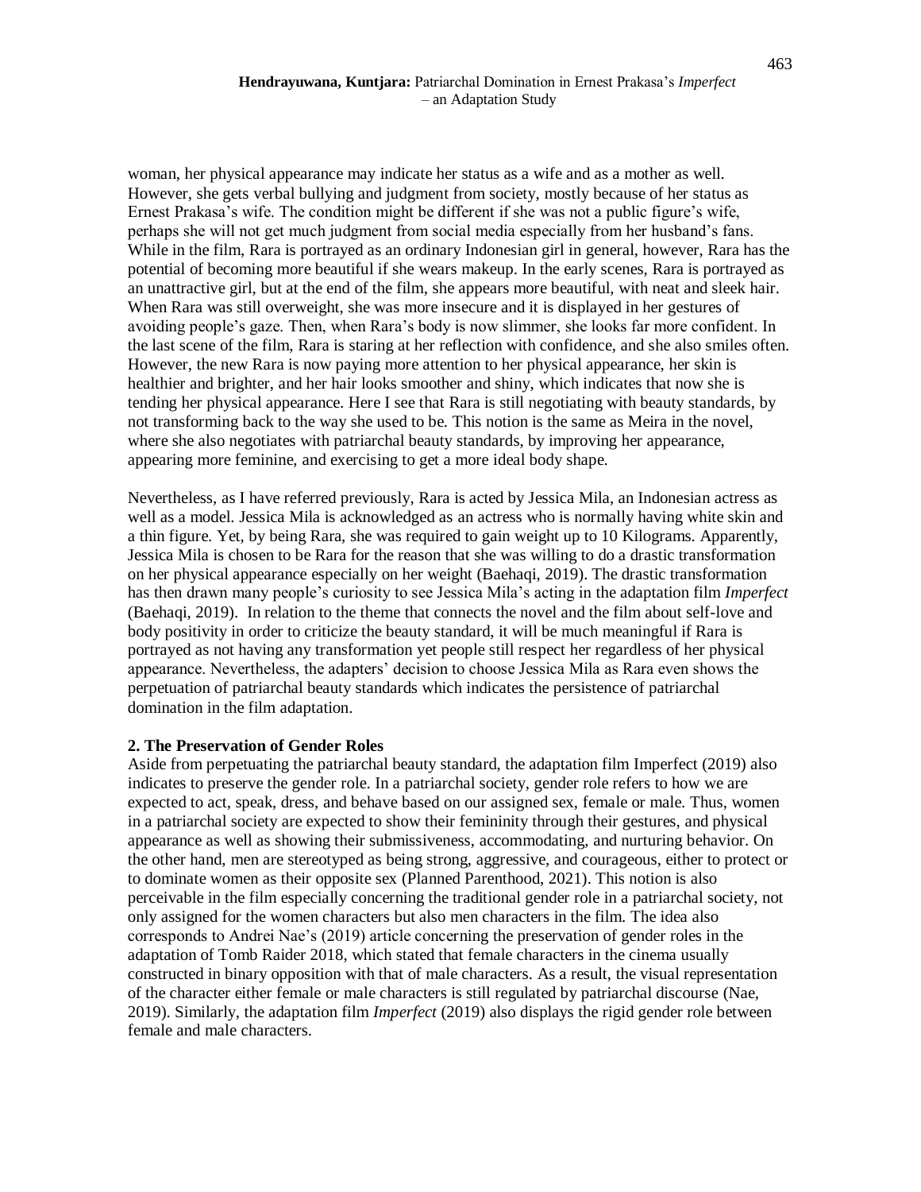woman, her physical appearance may indicate her status as a wife and as a mother as well. However, she gets verbal bullying and judgment from society, mostly because of her status as Ernest Prakasa's wife. The condition might be different if she was not a public figure's wife, perhaps she will not get much judgment from social media especially from her husband's fans. While in the film, Rara is portrayed as an ordinary Indonesian girl in general, however, Rara has the potential of becoming more beautiful if she wears makeup. In the early scenes, Rara is portrayed as an unattractive girl, but at the end of the film, she appears more beautiful, with neat and sleek hair. When Rara was still overweight, she was more insecure and it is displayed in her gestures of avoiding people's gaze. Then, when Rara's body is now slimmer, she looks far more confident. In the last scene of the film, Rara is staring at her reflection with confidence, and she also smiles often. However, the new Rara is now paying more attention to her physical appearance, her skin is healthier and brighter, and her hair looks smoother and shiny, which indicates that now she is tending her physical appearance. Here I see that Rara is still negotiating with beauty standards, by not transforming back to the way she used to be. This notion is the same as Meira in the novel, where she also negotiates with patriarchal beauty standards, by improving her appearance, appearing more feminine, and exercising to get a more ideal body shape.

Nevertheless, as I have referred previously, Rara is acted by Jessica Mila, an Indonesian actress as well as a model. Jessica Mila is acknowledged as an actress who is normally having white skin and a thin figure. Yet, by being Rara, she was required to gain weight up to 10 Kilograms. Apparently, Jessica Mila is chosen to be Rara for the reason that she was willing to do a drastic transformation on her physical appearance especially on her weight (Baehaqi, 2019). The drastic transformation has then drawn many people's curiosity to see Jessica Mila's acting in the adaptation film *Imperfect* (Baehaqi, 2019). In relation to the theme that connects the novel and the film about self-love and body positivity in order to criticize the beauty standard, it will be much meaningful if Rara is portrayed as not having any transformation yet people still respect her regardless of her physical appearance. Nevertheless, the adapters' decision to choose Jessica Mila as Rara even shows the perpetuation of patriarchal beauty standards which indicates the persistence of patriarchal domination in the film adaptation.

**2. The Preservation of Gender Roles**

Aside from perpetuating the patriarchal beauty standard, the adaptation film Imperfect (2019) also indicates to preserve the gender role. In a patriarchal society, gender role refers to how we are expected to act, speak, dress, and behave based on our assigned sex, female or male. Thus, women in a patriarchal society are expected to show their femininity through their gestures, and physical appearance as well as showing their submissiveness, accommodating, and nurturing behavior. On the other hand, men are stereotyped as being strong, aggressive, and courageous, either to protect or to dominate women as their opposite sex (Planned Parenthood, 2021). This notion is also perceivable in the film especially concerning the traditional gender role in a patriarchal society, not only assigned for the women characters but also men characters in the film. The idea also corresponds to Andrei Nae's (2019) article concerning the preservation of gender roles in the adaptation of Tomb Raider 2018, which stated that female characters in the cinema usually constructed in binary opposition with that of male characters. As a result, the visual representation of the character either female or male characters is still regulated by patriarchal discourse (Nae, 2019). Similarly, the adaptation film *Imperfect* (2019) also displays the rigid gender role between female and male characters.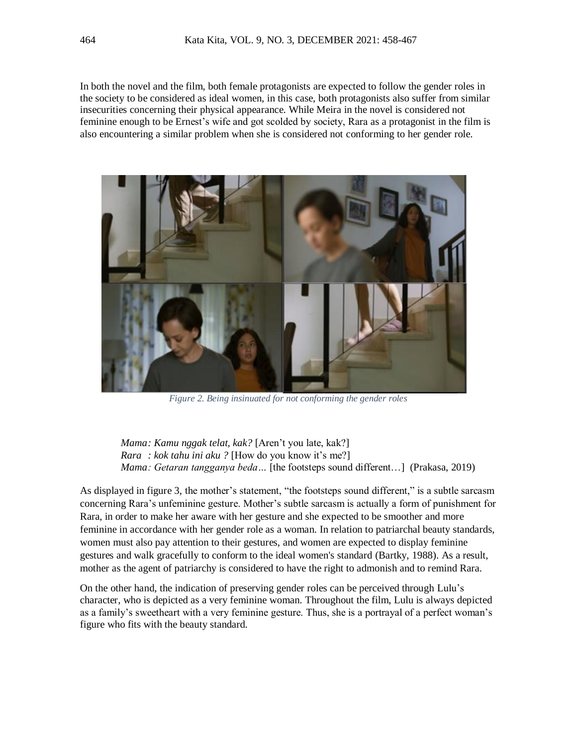In both the novel and the film, both female protagonists are expected to follow the gender roles in the society to be considered as ideal women, in this case, both protagonists also suffer from similar insecurities concerning their physical appearance. While Meira in the novel is considered not feminine enough to be Ernest's wife and got scolded by society, Rara as a protagonist in the film is also encountering a similar problem when she is considered not conforming to her gender role.

*Figure 2. Being insinuated for not conforming the gender roles*

> *Mama: Kamu nggak telat, kak?* [Aren't you late, kak?]
> *Rara : kok tahu ini aku ?* [How do you know it's me?]
> *Mama: Getaran tangganya beda…* [the footsteps sound different…] (Prakasa, 2019)

As displayed in figure 3, the mother's statement, "the footsteps sound different," is a subtle sarcasm concerning Rara's unfeminine gesture. Mother's subtle sarcasm is actually a form of punishment for Rara, in order to make her aware with her gesture and she expected to be smoother and more feminine in accordance with her gender role as a woman. In relation to patriarchal beauty standards, women must also pay attention to their gestures, and women are expected to display feminine gestures and walk gracefully to conform to the ideal women's standard (Bartky, 1988). As a result, mother as the agent of patriarchy is considered to have the right to admonish and to remind Rara.

On the other hand, the indication of preserving gender roles can be perceived through Lulu's character, who is depicted as a very feminine woman. Throughout the film, Lulu is always depicted as a family's sweetheart with a very feminine gesture. Thus, she is a portrayal of a perfect woman's figure who fits with the beauty standard.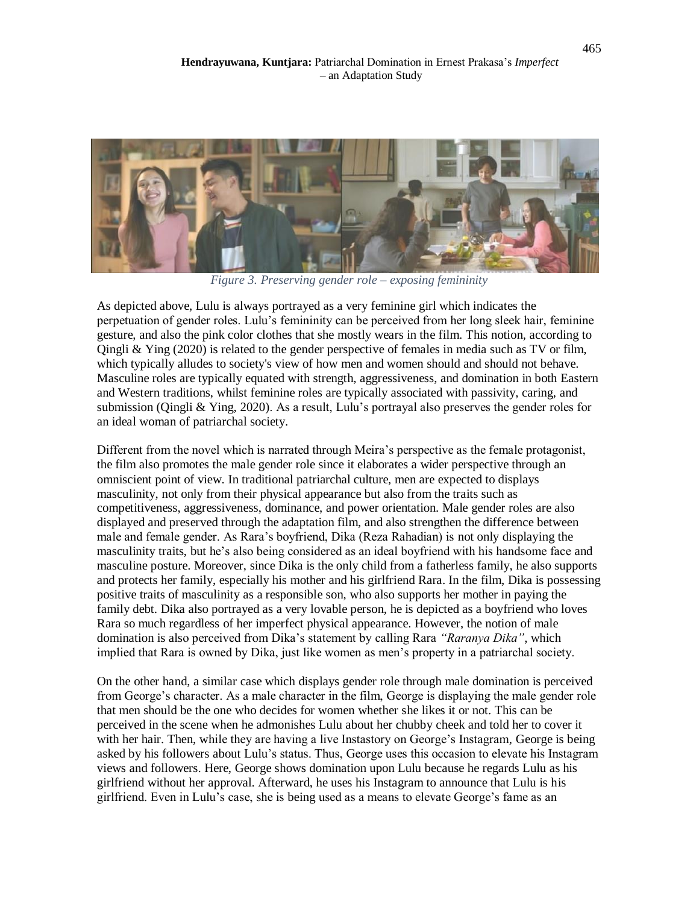*Figure 3. Preserving gender role – exposing femininity*

As depicted above, Lulu is always portrayed as a very feminine girl which indicates the perpetuation of gender roles. Lulu's femininity can be perceived from her long sleek hair, feminine gesture, and also the pink color clothes that she mostly wears in the film. This notion, according to Qingli & Ying (2020) is related to the gender perspective of females in media such as TV or film, which typically alludes to society's view of how men and women should and should not behave. Masculine roles are typically equated with strength, aggressiveness, and domination in both Eastern and Western traditions, whilst feminine roles are typically associated with passivity, caring, and submission (Qingli & Ying, 2020). As a result, Lulu's portrayal also preserves the gender roles for an ideal woman of patriarchal society.

Different from the novel which is narrated through Meira's perspective as the female protagonist, the film also promotes the male gender role since it elaborates a wider perspective through an omniscient point of view. In traditional patriarchal culture, men are expected to displays masculinity, not only from their physical appearance but also from the traits such as competitiveness, aggressiveness, dominance, and power orientation. Male gender roles are also displayed and preserved through the adaptation film, and also strengthen the difference between male and female gender. As Rara's boyfriend, Dika (Reza Rahadian) is not only displaying the masculinity traits, but he's also being considered as an ideal boyfriend with his handsome face and masculine posture. Moreover, since Dika is the only child from a fatherless family, he also supports and protects her family, especially his mother and his girlfriend Rara. In the film, Dika is possessing positive traits of masculinity as a responsible son, who also supports her mother in paying the family debt. Dika also portrayed as a very lovable person, he is depicted as a boyfriend who loves Rara so much regardless of her imperfect physical appearance. However, the notion of male domination is also perceived from Dika's statement by calling Rara *"Raranya Dika"*, which implied that Rara is owned by Dika, just like women as men's property in a patriarchal society.

On the other hand, a similar case which displays gender role through male domination is perceived from George's character. As a male character in the film, George is displaying the male gender role that men should be the one who decides for women whether she likes it or not. This can be perceived in the scene when he admonishes Lulu about her chubby cheek and told her to cover it with her hair. Then, while they are having a live Instastory on George's Instagram, George is being asked by his followers about Lulu's status. Thus, George uses this occasion to elevate his Instagram views and followers. Here, George shows domination upon Lulu because he regards Lulu as his girlfriend without her approval. Afterward, he uses his Instagram to announce that Lulu is his girlfriend. Even in Lulu's case, she is being used as a means to elevate George's fame as an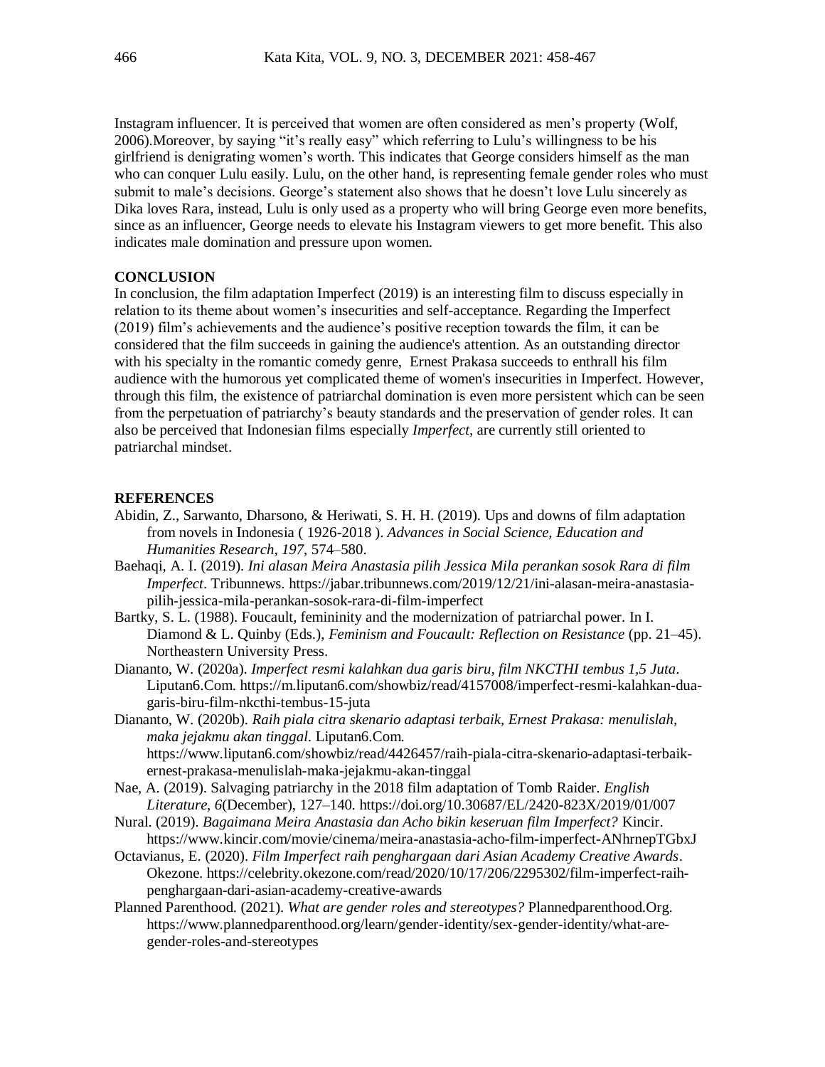Instagram influencer. It is perceived that women are often considered as men's property (Wolf, 2006).Moreover, by saying "it's really easy" which referring to Lulu's willingness to be his girlfriend is denigrating women's worth. This indicates that George considers himself as the man who can conquer Lulu easily. Lulu, on the other hand, is representing female gender roles who must submit to male's decisions. George's statement also shows that he doesn't love Lulu sincerely as Dika loves Rara, instead, Lulu is only used as a property who will bring George even more benefits, since as an influencer, George needs to elevate his Instagram viewers to get more benefit. This also indicates male domination and pressure upon women.

## CONCLUSION

In conclusion, the film adaptation Imperfect (2019) is an interesting film to discuss especially in relation to its theme about women's insecurities and self-acceptance. Regarding the Imperfect (2019) film's achievements and the audience's positive reception towards the film, it can be considered that the film succeeds in gaining the audience's attention. As an outstanding director with his specialty in the romantic comedy genre, Ernest Prakasa succeeds to enthrall his film audience with the humorous yet complicated theme of women's insecurities in Imperfect. However, through this film, the existence of patriarchal domination is even more persistent which can be seen from the perpetuation of patriarchy's beauty standards and the preservation of gender roles. It can also be perceived that Indonesian films especially *Imperfect,* are currently still oriented to patriarchal mindset.

## REFERENCES

Abidin, Z., Sarwanto, Dharsono, & Heriwati, S. H. H. (2019). Ups and downs of film adaptation from novels in Indonesia ( 1926-2018 ). *Advances in Social Science, Education and Humanities Research*, *197*, 574–580.

Baehaqi, A. I. (2019). *Ini alasan Meira Anastasia pilih Jessica Mila perankan sosok Rara di film Imperfect*. Tribunnews. https://jabar.tribunnews.com/2019/12/21/ini-alasan-meira-anastasia-pilih-jessica-mila-perankan-sosok-rara-di-film-imperfect

Bartky, S. L. (1988). Foucault, femininity and the modernization of patriarchal power. In I. Diamond & L. Quinby (Eds.), *Feminism and Foucault: Reflection on Resistance* (pp. 21–45). Northeastern University Press.

Diananto, W. (2020a). *Imperfect resmi kalahkan dua garis biru, film NKCTHI tembus 1,5 Juta*. Liputan6.Com. https://m.liputan6.com/showbiz/read/4157008/imperfect-resmi-kalahkan-dua-garis-biru-film-nkcthi-tembus-15-juta

Diananto, W. (2020b). *Raih piala citra skenario adaptasi terbaik, Ernest Prakasa: menulislah, maka jejakmu akan tinggal*. Liputan6.Com. https://www.liputan6.com/showbiz/read/4426457/raih-piala-citra-skenario-adaptasi-terbaik-ernest-prakasa-menulislah-maka-jejakmu-akan-tinggal

Nae, A. (2019). Salvaging patriarchy in the 2018 film adaptation of Tomb Raider. *English Literature*, *6*(December), 127–140. https://doi.org/10.30687/EL/2420-823X/2019/01/007

Nural. (2019). *Bagaimana Meira Anastasia dan Acho bikin keseruan film Imperfect?* Kincir. https://www.kincir.com/movie/cinema/meira-anastasia-acho-film-imperfect-ANhrnepTGbxJ

Octavianus, E. (2020). *Film Imperfect raih penghargaan dari Asian Academy Creative Awards*. Okezone. https://celebrity.okezone.com/read/2020/10/17/206/2295302/film-imperfect-raih-penghargaan-dari-asian-academy-creative-awards

Planned Parenthood. (2021). *What are gender roles and stereotypes?* Plannedparenthood.Org. https://www.plannedparenthood.org/learn/gender-identity/sex-gender-identity/what-are-gender-roles-and-stereotypes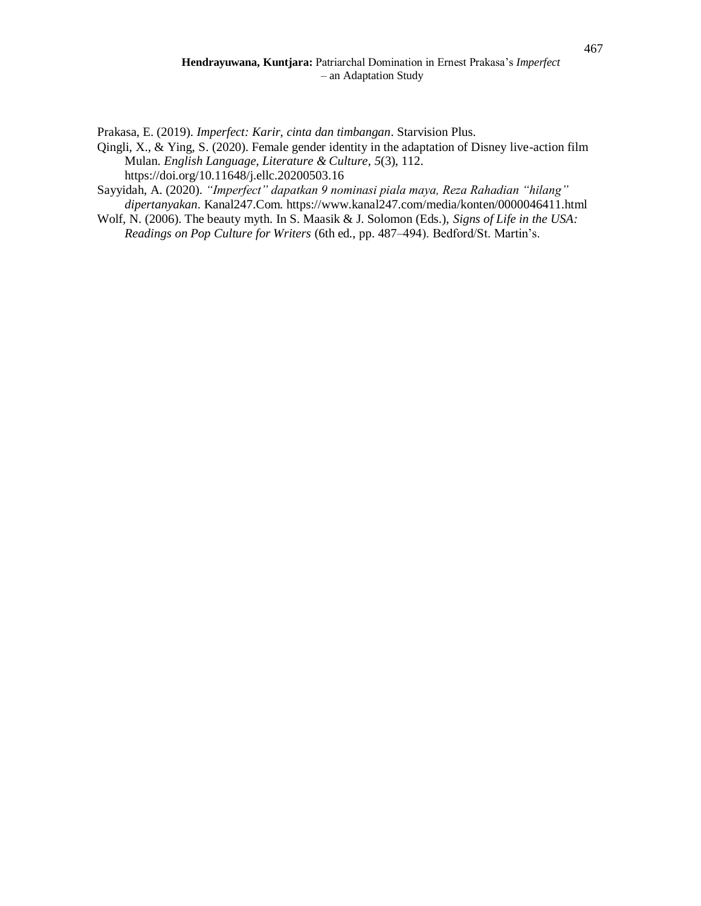Prakasa, E. (2019). *Imperfect: Karir, cinta dan timbangan*. Starvision Plus.

Qingli, X., & Ying, S. (2020). Female gender identity in the adaptation of Disney live-action film Mulan. *English Language, Literature & Culture*, *5*(3), 112. https://doi.org/10.11648/j.ellc.20200503.16

Sayyidah, A. (2020). *"Imperfect" dapatkan 9 nominasi piala maya, Reza Rahadian "hilang" dipertanyakan*. Kanal247.Com. https://www.kanal247.com/media/konten/0000046411.html

Wolf, N. (2006). The beauty myth. In S. Maasik & J. Solomon (Eds.), *Signs of Life in the USA: Readings on Pop Culture for Writers* (6th ed., pp. 487–494). Bedford/St. Martin's.